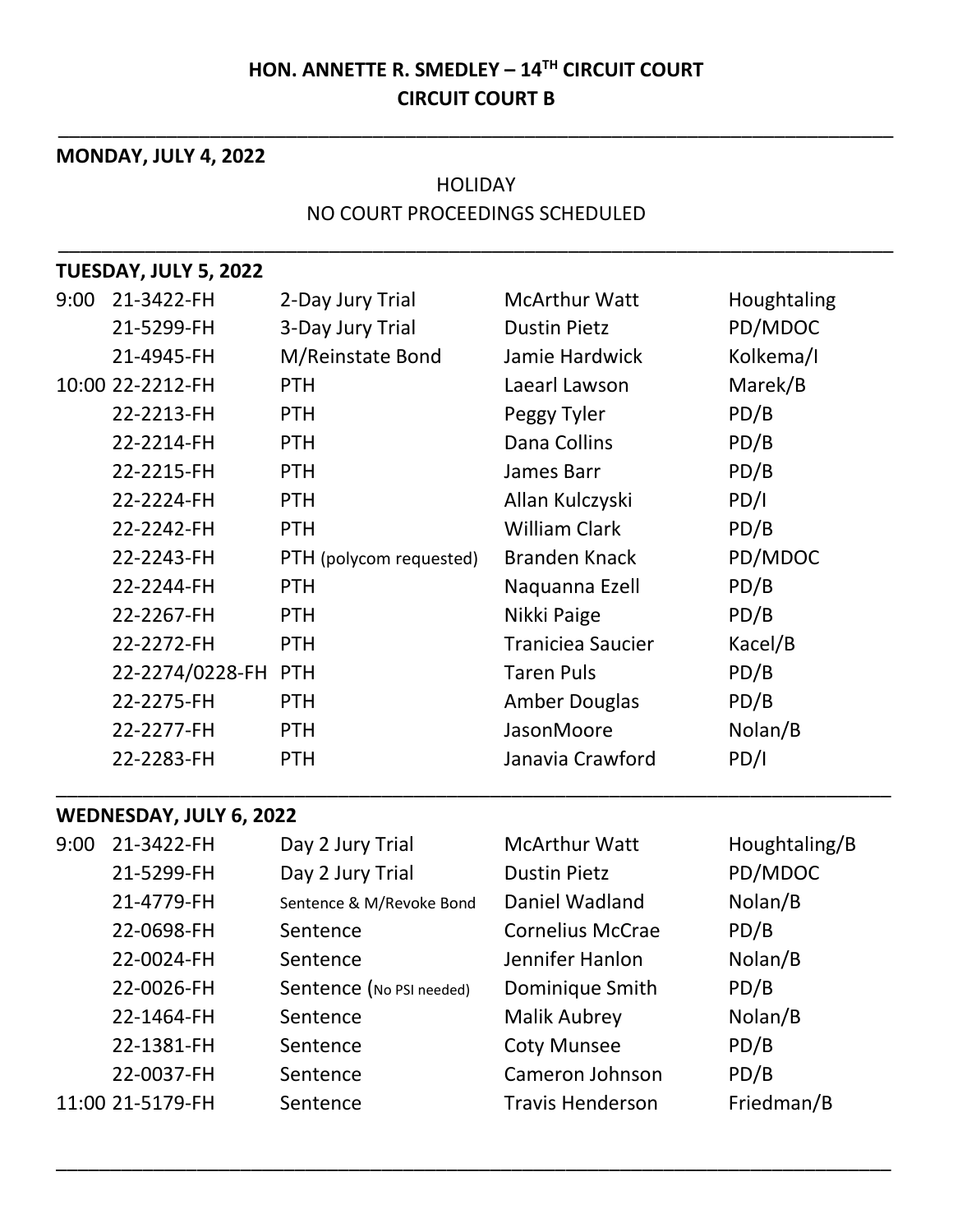**HON. ANNETTE R. SMEDLEY – 14TH CIRCUIT COURT**
**CIRCUIT COURT B**

---

**MONDAY, JULY 4, 2022**

HOLIDAY
NO COURT PROCEEDINGS SCHEDULED

---

**TUESDAY, JULY 5, 2022**

| Time | Case No. | Proceeding | Defendant | Attorney |
|---|---|---|---|---|
| 9:00 | 21-3422-FH | 2-Day Jury Trial | McArthur Watt | Houghtaling |
| | 21-5299-FH | 3-Day Jury Trial | Dustin Pietz | PD/MDOC |
| | 21-4945-FH | M/Reinstate Bond | Jamie Hardwick | Kolkema/I |
| 10:00 | 22-2212-FH | PTH | Laearl Lawson | Marek/B |
| | 22-2213-FH | PTH | Peggy Tyler | PD/B |
| | 22-2214-FH | PTH | Dana Collins | PD/B |
| | 22-2215-FH | PTH | James Barr | PD/B |
| | 22-2224-FH | PTH | Allan Kulczyski | PD/I |
| | 22-2242-FH | PTH | William Clark | PD/B |
| | 22-2243-FH | PTH (polycom requested) | Branden Knack | PD/MDOC |
| | 22-2244-FH | PTH | Naquanna Ezell | PD/B |
| | 22-2267-FH | PTH | Nikki Paige | PD/B |
| | 22-2272-FH | PTH | Traniciea Saucier | Kacel/B |
| | 22-2274/0228-FH | PTH | Taren Puls | PD/B |
| | 22-2275-FH | PTH | Amber Douglas | PD/B |
| | 22-2277-FH | PTH | JasonMoore | Nolan/B |
| | 22-2283-FH | PTH | Janavia Crawford | PD/I |

---

**WEDNESDAY, JULY 6, 2022**

| Time | Case No. | Proceeding | Defendant | Attorney |
|---|---|---|---|---|
| 9:00 | 21-3422-FH | Day 2 Jury Trial | McArthur Watt | Houghtaling/B |
| | 21-5299-FH | Day 2 Jury Trial | Dustin Pietz | PD/MDOC |
| | 21-4779-FH | Sentence & M/Revoke Bond | Daniel Wadland | Nolan/B |
| | 22-0698-FH | Sentence | Cornelius McCrae | PD/B |
| | 22-0024-FH | Sentence | Jennifer Hanlon | Nolan/B |
| | 22-0026-FH | Sentence (No PSI needed) | Dominique Smith | PD/B |
| | 22-1464-FH | Sentence | Malik Aubrey | Nolan/B |
| | 22-1381-FH | Sentence | Coty Munsee | PD/B |
| | 22-0037-FH | Sentence | Cameron Johnson | PD/B |
| 11:00 | 21-5179-FH | Sentence | Travis Henderson | Friedman/B |

---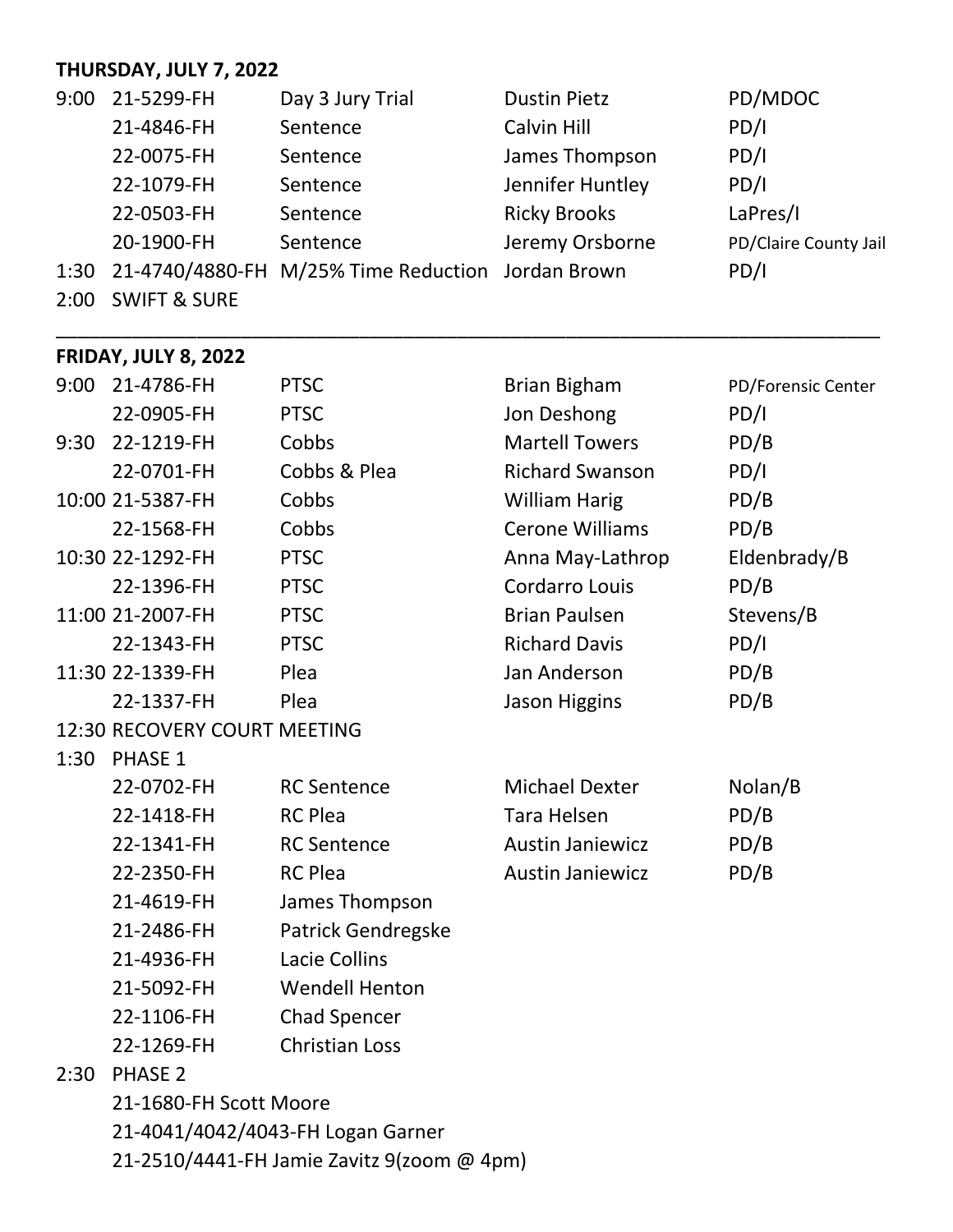**THURSDAY, JULY 7, 2022**

| Time | Case No. | Matter | Defendant | Counsel/Custody |
|---|---|---|---|---|
| 9:00 | 21-5299-FH | Day 3 Jury Trial | Dustin Pietz | PD/MDOC |
| | 21-4846-FH | Sentence | Calvin Hill | PD/I |
| | 22-0075-FH | Sentence | James Thompson | PD/I |
| | 22-1079-FH | Sentence | Jennifer Huntley | PD/I |
| | 22-0503-FH | Sentence | Ricky Brooks | LaPres/I |
| | 20-1900-FH | Sentence | Jeremy Orsborne | PD/Claire County Jail |
| 1:30 | 21-4740/4880-FH | M/25% Time Reduction | Jordan Brown | PD/I |
| 2:00 | SWIFT & SURE | | | |

---

**FRIDAY, JULY 8, 2022**

| Time | Case No. | Matter | Defendant | Counsel/Custody |
|---|---|---|---|---|
| 9:00 | 21-4786-FH | PTSC | Brian Bigham | PD/Forensic Center |
| | 22-0905-FH | PTSC | Jon Deshong | PD/I |
| 9:30 | 22-1219-FH | Cobbs | Martell Towers | PD/B |
| | 22-0701-FH | Cobbs & Plea | Richard Swanson | PD/I |
| 10:00 | 21-5387-FH | Cobbs | William Harig | PD/B |
| | 22-1568-FH | Cobbs | Cerone Williams | PD/B |
| 10:30 | 22-1292-FH | PTSC | Anna May-Lathrop | Eldenbrady/B |
| | 22-1396-FH | PTSC | Cordarro Louis | PD/B |
| 11:00 | 21-2007-FH | PTSC | Brian Paulsen | Stevens/B |
| | 22-1343-FH | PTSC | Richard Davis | PD/I |
| 11:30 | 22-1339-FH | Plea | Jan Anderson | PD/B |
| | 22-1337-FH | Plea | Jason Higgins | PD/B |
| 12:30 | RECOVERY COURT MEETING | | | |
| 1:30 | PHASE 1 | | | |
| | 22-0702-FH | RC Sentence | Michael Dexter | Nolan/B |
| | 22-1418-FH | RC Plea | Tara Helsen | PD/B |
| | 22-1341-FH | RC Sentence | Austin Janiewicz | PD/B |
| | 22-2350-FH | RC Plea | Austin Janiewicz | PD/B |
| | 21-4619-FH | James Thompson | | |
| | 21-2486-FH | Patrick Gendregske | | |
| | 21-4936-FH | Lacie Collins | | |
| | 21-5092-FH | Wendell Henton | | |
| | 22-1106-FH | Chad Spencer | | |
| | 22-1269-FH | Christian Loss | | |
| 2:30 | PHASE 2 | | | |
| | 21-1680-FH Scott Moore | | | |
| | 21-4041/4042/4043-FH Logan Garner | | | |
| | 21-2510/4441-FH Jamie Zavitz 9(zoom @ 4pm) | | | |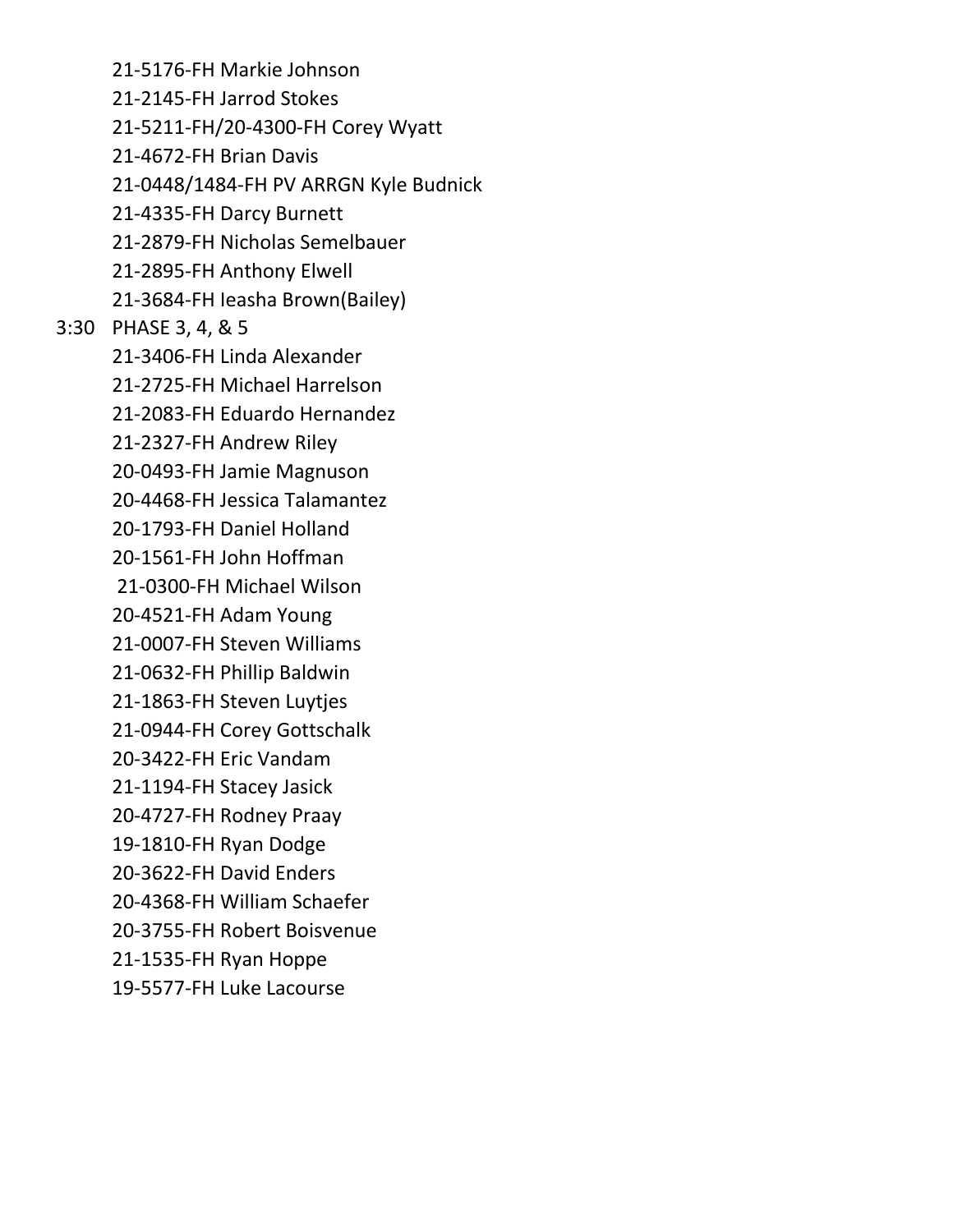21-5176-FH Markie Johnson
21-2145-FH Jarrod Stokes
21-5211-FH/20-4300-FH Corey Wyatt
21-4672-FH Brian Davis
21-0448/1484-FH PV ARRGN Kyle Budnick
21-4335-FH Darcy Burnett
21-2879-FH Nicholas Semelbauer
21-2895-FH Anthony Elwell
21-3684-FH Ieasha Brown(Bailey)

3:30 PHASE 3, 4, & 5

21-3406-FH Linda Alexander
21-2725-FH Michael Harrelson
21-2083-FH Eduardo Hernandez
21-2327-FH Andrew Riley
20-0493-FH Jamie Magnuson
20-4468-FH Jessica Talamantez
20-1793-FH Daniel Holland
20-1561-FH John Hoffman
21-0300-FH Michael Wilson
20-4521-FH Adam Young
21-0007-FH Steven Williams
21-0632-FH Phillip Baldwin
21-1863-FH Steven Luytjes
21-0944-FH Corey Gottschalk
20-3422-FH Eric Vandam
21-1194-FH Stacey Jasick
20-4727-FH Rodney Praay
19-1810-FH Ryan Dodge
20-3622-FH David Enders
20-4368-FH William Schaefer
20-3755-FH Robert Boisvenue
21-1535-FH Ryan Hoppe
19-5577-FH Luke Lacourse